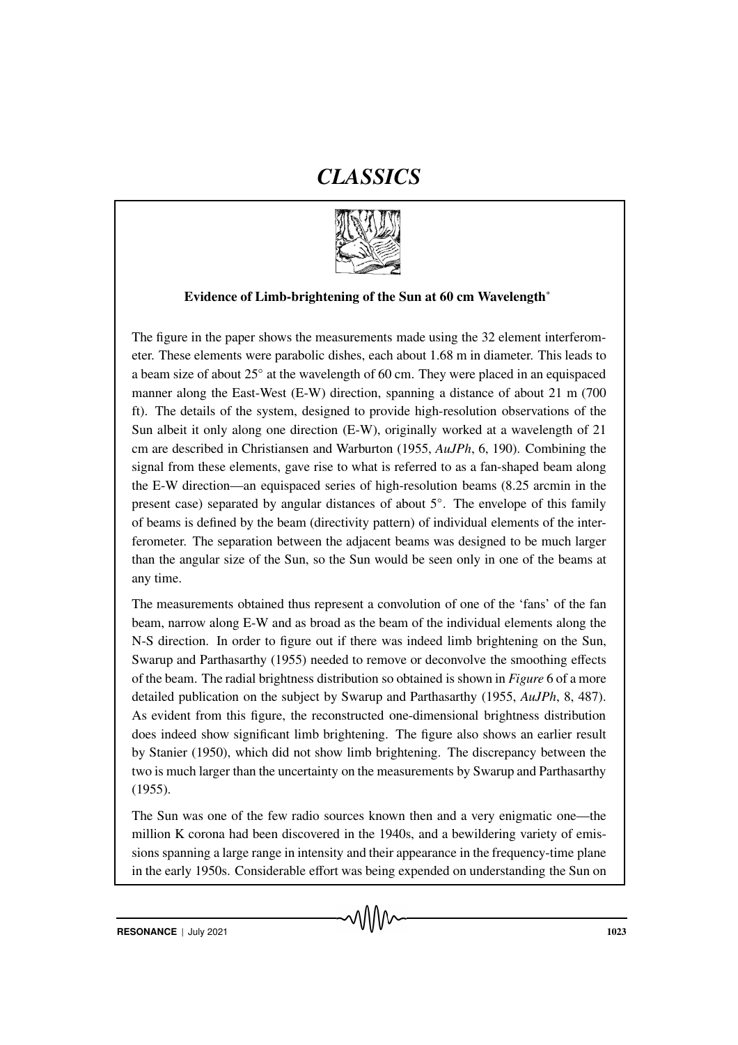# CLASSICS

### Evidence of Limb-brightening of the Sun at 60 cm Wavelength*

The figure in the paper shows the measurements made using the 32 element interferometer. These elements were parabolic dishes, each about 1.68 m in diameter. This leads to a beam size of about 25° at the wavelength of 60 cm. They were placed in an equispaced manner along the East-West (E-W) direction, spanning a distance of about 21 m (700 ft). The details of the system, designed to provide high-resolution observations of the Sun albeit it only along one direction (E-W), originally worked at a wavelength of 21 cm are described in Christiansen and Warburton (1955, *AuJPh*, 6, 190). Combining the signal from these elements, gave rise to what is referred to as a fan-shaped beam along the E-W direction—an equispaced series of high-resolution beams (8.25 arcmin in the present case) separated by angular distances of about 5°. The envelope of this family of beams is defined by the beam (directivity pattern) of individual elements of the interferometer. The separation between the adjacent beams was designed to be much larger than the angular size of the Sun, so the Sun would be seen only in one of the beams at any time.

The measurements obtained thus represent a convolution of one of the 'fans' of the fan beam, narrow along E-W and as broad as the beam of the individual elements along the N-S direction. In order to figure out if there was indeed limb brightening on the Sun, Swarup and Parthasarthy (1955) needed to remove or deconvolve the smoothing effects of the beam. The radial brightness distribution so obtained is shown in *Figure* 6 of a more detailed publication on the subject by Swarup and Parthasarthy (1955, *AuJPh*, 8, 487). As evident from this figure, the reconstructed one-dimensional brightness distribution does indeed show significant limb brightening. The figure also shows an earlier result by Stanier (1950), which did not show limb brightening. The discrepancy between the two is much larger than the uncertainty on the measurements by Swarup and Parthasarthy (1955).

The Sun was one of the few radio sources known then and a very enigmatic one—the million K corona had been discovered in the 1940s, and a bewildering variety of emissions spanning a large range in intensity and their appearance in the frequency-time plane in the early 1950s. Considerable effort was being expended on understanding the Sun on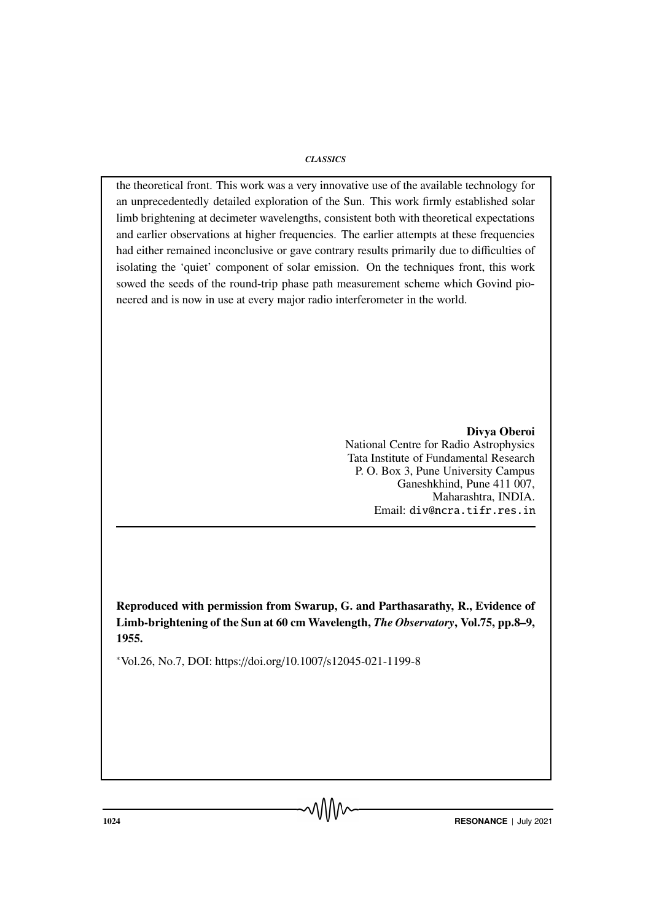the theoretical front. This work was a very innovative use of the available technology for an unprecedentedly detailed exploration of the Sun. This work firmly established solar limb brightening at decimeter wavelengths, consistent both with theoretical expectations and earlier observations at higher frequencies. The earlier attempts at these frequencies had either remained inconclusive or gave contrary results primarily due to difficulties of isolating the 'quiet' component of solar emission. On the techniques front, this work sowed the seeds of the round-trip phase path measurement scheme which Govind pioneered and is now in use at every major radio interferometer in the world.

**Divya Oberoi**
National Centre for Radio Astrophysics
Tata Institute of Fundamental Research
P. O. Box 3, Pune University Campus
Ganeshkhind, Pune 411 007,
Maharashtra, INDIA.
Email: div@ncra.tifr.res.in

---

**Reproduced with permission from Swarup, G. and Parthasarathy, R., Evidence of Limb-brightening of the Sun at 60 cm Wavelength, *The Observatory*, Vol.75, pp.8–9, 1955.**

*Vol.26, No.7, DOI: https://doi.org/10.1007/s12045-021-1199-8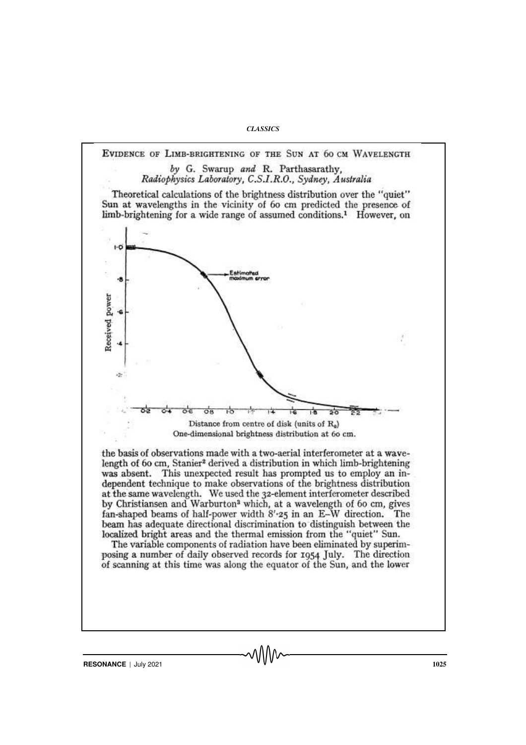# Evidence of Limb-Brightening of the Sun at 60 cm Wavelength

by G. Swarup *and* R. Parthasarathy,
*Radiophysics Laboratory, C.S.I.R.O., Sydney, Australia*

Theoretical calculations of the brightness distribution over the "quiet" Sun at wavelengths in the vicinity of 60 cm predicted the presence of limb-brightening for a wide range of assumed conditions.[1] However, on

One-dimensional brightness distribution at 60 cm.

the basis of observations made with a two-aerial interferometer at a wavelength of 60 cm, Stanier[2] derived a distribution in which limb-brightening was absent. This unexpected result has prompted us to employ an independent technique to make observations of the brightness distribution at the same wavelength. We used the 32-element interferometer described by Christiansen and Warburton[3] which, at a wavelength of 60 cm, gives fan-shaped beams of half-power width 8′·25 in an E–W direction. The beam has adequate directional discrimination to distinguish between the localized bright areas and the thermal emission from the "quiet" Sun.

The variable components of radiation have been eliminated by superimposing a number of daily observed records for 1954 July. The direction of scanning at this time was along the equator of the Sun, and the lower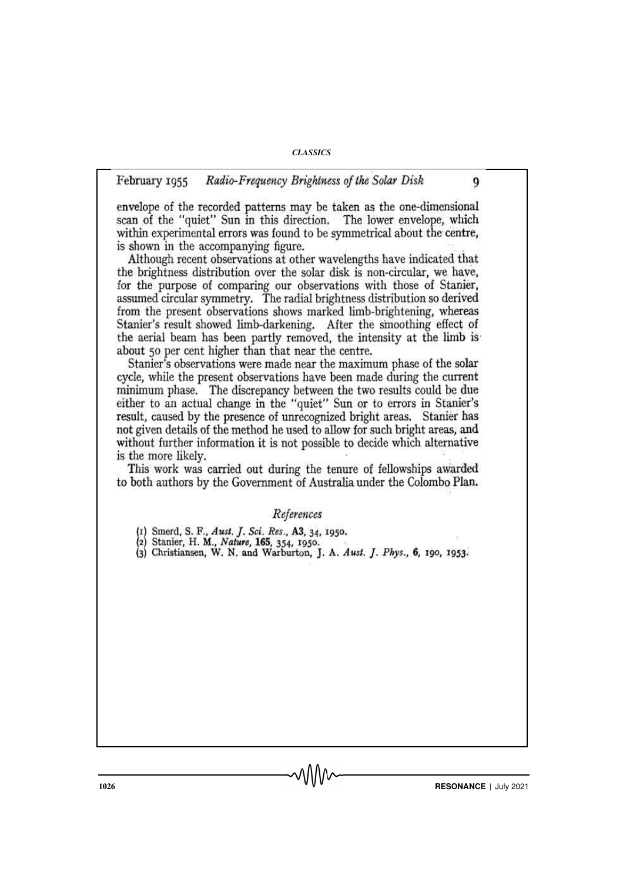envelope of the recorded patterns may be taken as the one-dimensional scan of the "quiet" Sun in this direction. The lower envelope, which within experimental errors was found to be symmetrical about the centre, is shown in the accompanying figure.

Although recent observations at other wavelengths have indicated that the brightness distribution over the solar disk is non-circular, we have, for the purpose of comparing our observations with those of Stanier, assumed circular symmetry. The radial brightness distribution so derived from the present observations shows marked limb-brightening, whereas Stanier's result showed limb-darkening. After the smoothing effect of the aerial beam has been partly removed, the intensity at the limb is about 50 per cent higher than that near the centre.

Stanier's observations were made near the maximum phase of the solar cycle, while the present observations have been made during the current minimum phase. The discrepancy between the two results could be due either to an actual change in the "quiet" Sun or to errors in Stanier's result, caused by the presence of unrecognized bright areas. Stanier has not given details of the method he used to allow for such bright areas, and without further information it is not possible to decide which alternative is the more likely.

This work was carried out during the tenure of fellowships awarded to both authors by the Government of Australia under the Colombo Plan.

## *References*

(1) Smerd, S. F., *Aust. J. Sci. Res.*, **A3**, 34, 1950.
(2) Stanier, H. M., *Nature*, **165**, 354, 1950.
(3) Christiansen, W. N. and Warburton, J. A. *Aust. J. Phys.*, **6**, 190, 1953.